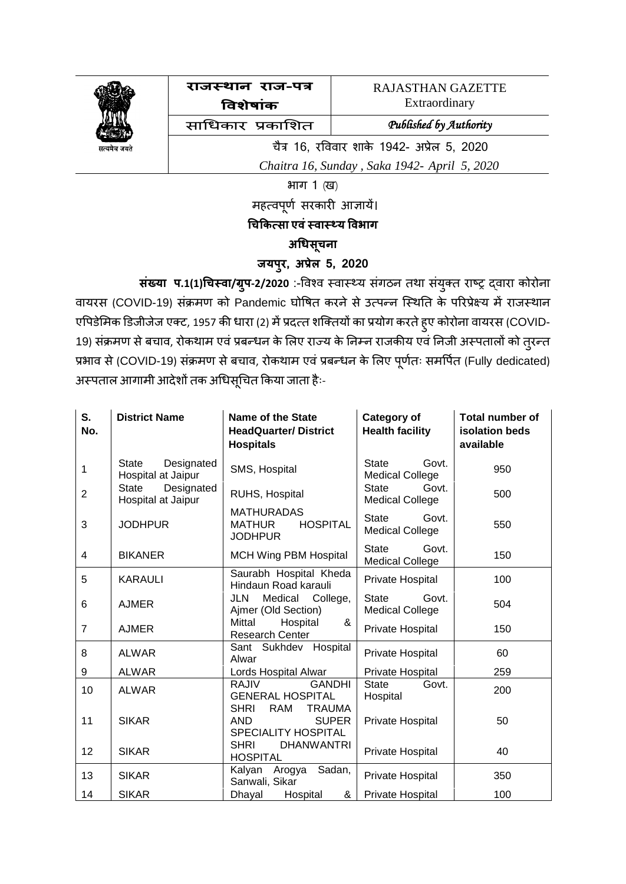| राजस्थान राज-पत्र विशेषांक | RAJASTHAN GAZETTE Extraordinary |
|---|---|
| साधिकार प्रकाशित | *Published by Authority* |

सत्यमेव जयते

चैत्र 16, रविवार शाके 1942- अप्रेल 5, 2020

*Chaitra 16, Sunday , Saka 1942- April 5, 2020*

भाग 1 (ख)

महत्वपूर्ण सरकारी आज्ञायें।

**चिकित्सा एवं स्वास्थ्य विभाग**

**अधिसूचना**

**जयपुर, अप्रेल 5, 2020**

**संख्या प.1(1)चिस्वा/ग्रुप-2/2020** :-विश्व स्वास्थ्य संगठन तथा संयुक्त राष्ट्र द्वारा कोरोना वायरस (COVID-19) संक्रमण को Pandemic घोषित करने से उत्पन्न स्थिति के परिप्रेक्ष्य में राजस्थान एपिडेमिक डिजीजेज एक्ट, 1957 की धारा (2) में प्रदत्त शक्तियों का प्रयोग करते हुए कोरोना वायरस (COVID-19) संक्रमण से बचाव, रोकथाम एवं प्रबन्धन के लिए राज्य के निम्न राजकीय एवं निजी अस्पतालों को तुरन्त प्रभाव से (COVID-19) संक्रमण से बचाव, रोकथाम एवं प्रबन्धन के लिए पूर्णतः समर्पित (Fully dedicated) अस्पताल आगामी आदेशों तक अधिसूचित किया जाता हैः-

| S. No. | District Name | Name of the State HeadQuarter/ District Hospitals | Category of Health facility | Total number of isolation beds available |
|---|---|---|---|---|
| 1 | State Designated Hospital at Jaipur | SMS, Hospital | State Govt. Medical College | 950 |
| 2 | State Designated Hospital at Jaipur | RUHS, Hospital | State Govt. Medical College | 500 |
| 3 | JODHPUR | MATHURADAS MATHUR HOSPITAL JODHPUR | State Govt. Medical College | 550 |
| 4 | BIKANER | MCH Wing PBM Hospital | State Govt. Medical College | 150 |
| 5 | KARAULI | Saurabh Hospital Kheda Hindaun Road karauli | Private Hospital | 100 |
| 6 | AJMER | JLN Medical College, Ajmer (Old Section) | State Govt. Medical College | 504 |
| 7 | AJMER | Mittal Hospital & Research Center | Private Hospital | 150 |
| 8 | ALWAR | Sant Sukhdev Hospital Alwar | Private Hospital | 60 |
| 9 | ALWAR | Lords Hospital Alwar | Private Hospital | 259 |
| 10 | ALWAR | RAJIV GANDHI GENERAL HOSPITAL | State Govt. Hospital | 200 |
| 11 | SIKAR | SHRI RAM TRAUMA AND SUPER SPECIALITY HOSPITAL | Private Hospital | 50 |
| 12 | SIKAR | SHRI DHANWANTRI HOSPITAL | Private Hospital | 40 |
| 13 | SIKAR | Kalyan Arogya Sadan, Sanwali, Sikar | Private Hospital | 350 |
| 14 | SIKAR | Dhayal Hospital & | Private Hospital | 100 |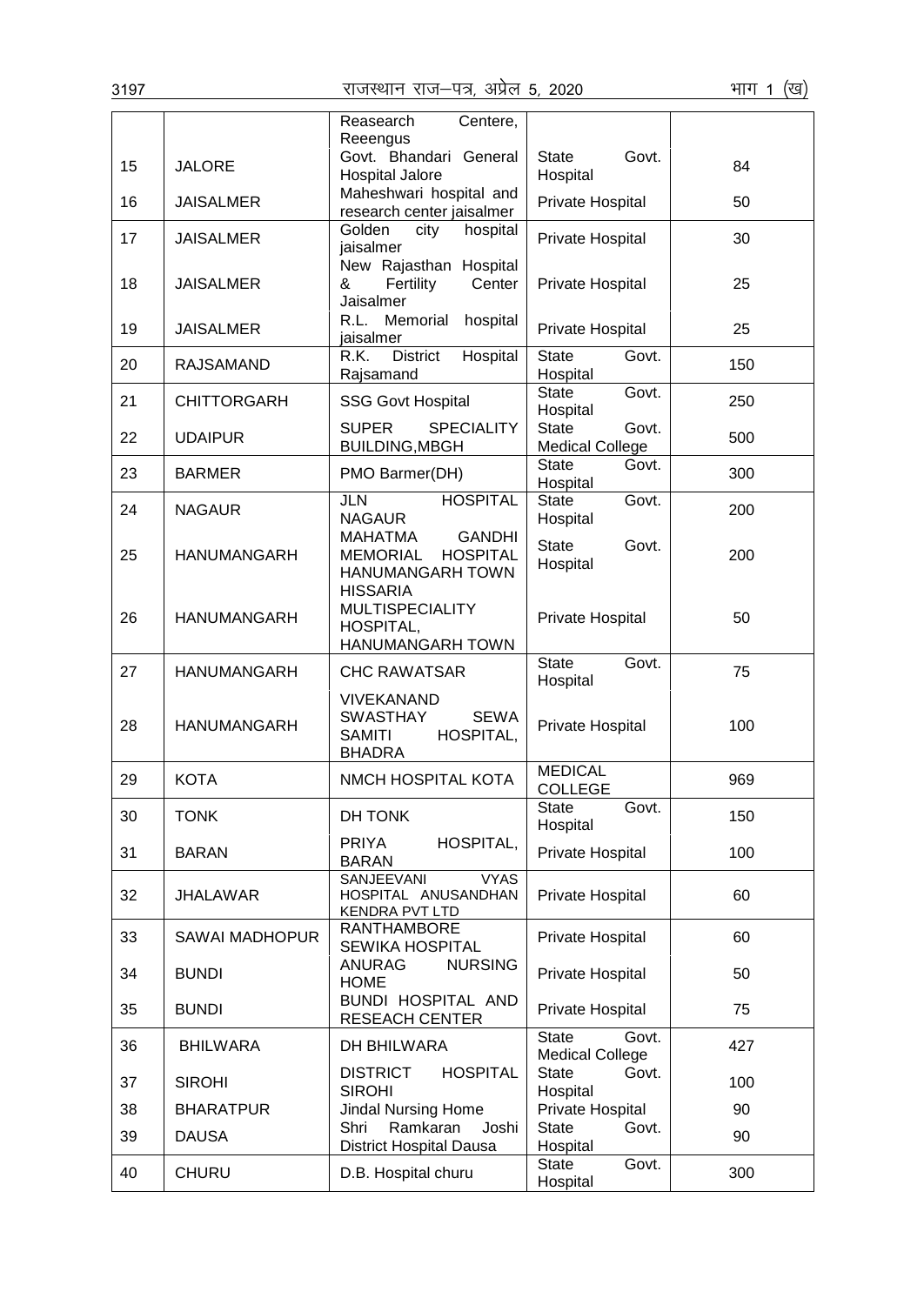| | | Reasearch Centere, Reeengus | | |
|---|---|---|---|---|
| 15 | JALORE | Govt. Bhandari General Hospital Jalore | State Govt. Hospital | 84 |
| 16 | JAISALMER | Maheshwari hospital and research center jaisalmer | Private Hospital | 50 |
| 17 | JAISALMER | Golden city hospital jaisalmer | Private Hospital | 30 |
| 18 | JAISALMER | New Rajasthan Hospital & Fertility Center Jaisalmer | Private Hospital | 25 |
| 19 | JAISALMER | R.L. Memorial hospital jaisalmer | Private Hospital | 25 |
| 20 | RAJSAMAND | R.K. District Hospital Rajsamand | State Govt. Hospital | 150 |
| 21 | CHITTORGARH | SSG Govt Hospital | State Govt. Hospital | 250 |
| 22 | UDAIPUR | SUPER SPECIALITY BUILDING,MBGH | State Govt. Medical College | 500 |
| 23 | BARMER | PMO Barmer(DH) | State Govt. Hospital | 300 |
| 24 | NAGAUR | JLN HOSPITAL NAGAUR | State Govt. Hospital | 200 |
| 25 | HANUMANGARH | MAHATMA GANDHI MEMORIAL HOSPITAL HANUMANGARH TOWN | State Govt. Hospital | 200 |
| 26 | HANUMANGARH | HISSARIA MULTISPECIALITY HOSPITAL, HANUMANGARH TOWN | Private Hospital | 50 |
| 27 | HANUMANGARH | CHC RAWATSAR | State Govt. Hospital | 75 |
| 28 | HANUMANGARH | VIVEKANAND SWASTHAY SEWA SAMITI HOSPITAL, BHADRA | Private Hospital | 100 |
| 29 | KOTA | NMCH HOSPITAL KOTA | MEDICAL COLLEGE | 969 |
| 30 | TONK | DH TONK | State Govt. Hospital | 150 |
| 31 | BARAN | PRIYA HOSPITAL, BARAN | Private Hospital | 100 |
| 32 | JHALAWAR | SANJEEVANI VYAS HOSPITAL ANUSANDHAN KENDRA PVT LTD | Private Hospital | 60 |
| 33 | SAWAI MADHOPUR | RANTHAMBORE SEWIKA HOSPITAL | Private Hospital | 60 |
| 34 | BUNDI | ANURAG NURSING HOME | Private Hospital | 50 |
| 35 | BUNDI | BUNDI HOSPITAL AND RESEACH CENTER | Private Hospital | 75 |
| 36 | BHILWARA | DH BHILWARA | State Govt. Medical College | 427 |
| 37 | SIROHI | DISTRICT HOSPITAL SIROHI | State Govt. Hospital | 100 |
| 38 | BHARATPUR | Jindal Nursing Home | Private Hospital | 90 |
| 39 | DAUSA | Shri Ramkaran Joshi District Hospital Dausa | State Govt. Hospital | 90 |
| 40 | CHURU | D.B. Hospital churu | State Govt. Hospital | 300 |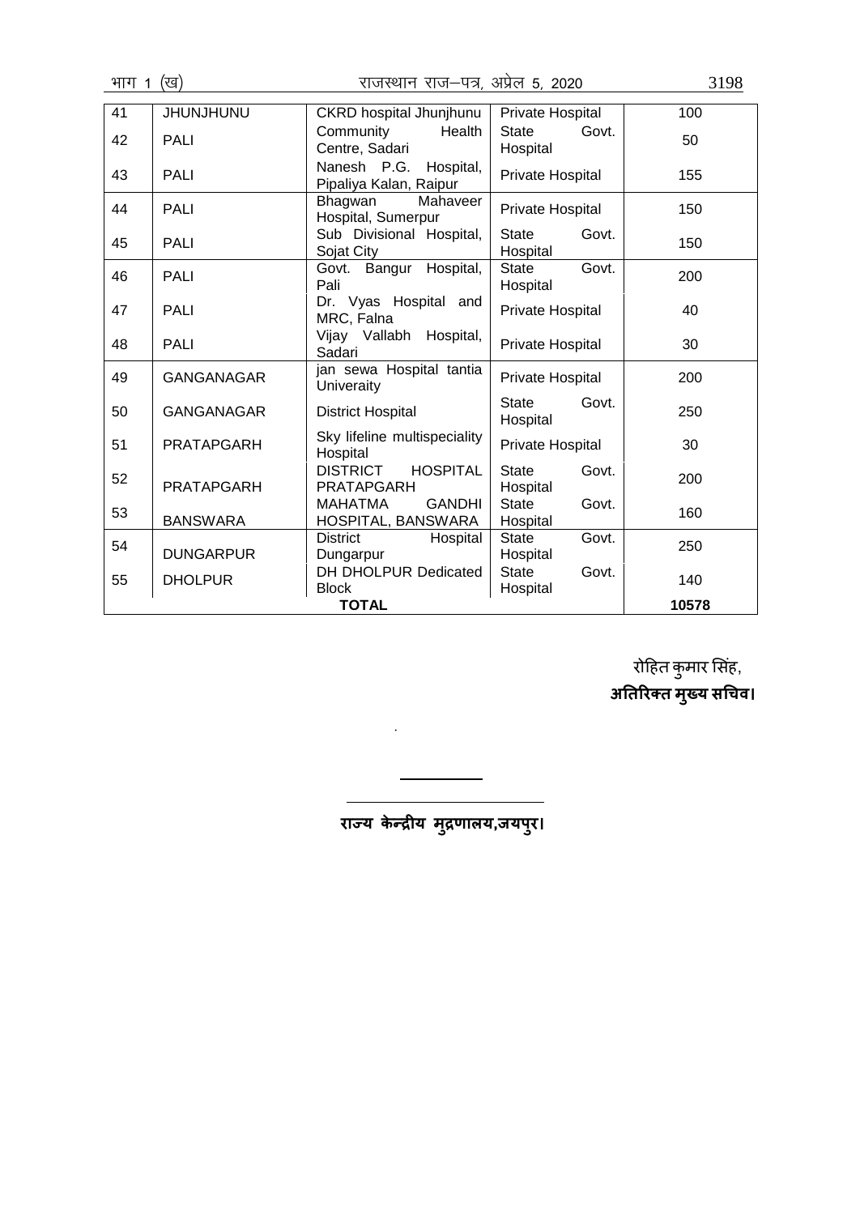| | | | | |
|---|---|---|---|---|
| 41 | JHUNJHUNU | CKRD hospital Jhunjhunu | Private Hospital | 100 |
| 42 | PALI | Community Health Centre, Sadari | State Govt. Hospital | 50 |
| 43 | PALI | Nanesh P.G. Hospital, Pipaliya Kalan, Raipur | Private Hospital | 155 |
| 44 | PALI | Bhagwan Mahaveer Hospital, Sumerpur | Private Hospital | 150 |
| 45 | PALI | Sub Divisional Hospital, Sojat City | State Govt. Hospital | 150 |
| 46 | PALI | Govt. Bangur Hospital, Pali | State Govt. Hospital | 200 |
| 47 | PALI | Dr. Vyas Hospital and MRC, Falna | Private Hospital | 40 |
| 48 | PALI | Vijay Vallabh Hospital, Sadari | Private Hospital | 30 |
| 49 | GANGANAGAR | jan sewa Hospital tantia Univeraity | Private Hospital | 200 |
| 50 | GANGANAGAR | District Hospital | State Govt. Hospital | 250 |
| 51 | PRATAPGARH | Sky lifeline multispeciality Hospital | Private Hospital | 30 |
| 52 | PRATAPGARH | DISTRICT HOSPITAL PRATAPGARH | State Govt. Hospital | 200 |
| 53 | BANSWARA | MAHATMA GANDHI HOSPITAL, BANSWARA | State Govt. Hospital | 160 |
| 54 | DUNGARPUR | District Hospital Dungarpur | State Govt. Hospital | 250 |
| 55 | DHOLPUR | DH DHOLPUR Dedicated Block | State Govt. Hospital | 140 |
| | | **TOTAL** | | **10578** |

रोहित कुमार सिंह,
**अतिरिक्त मुख्य सचिव।**

**राज्य केन्द्रीय मुद्रणालय,जयपुर।**